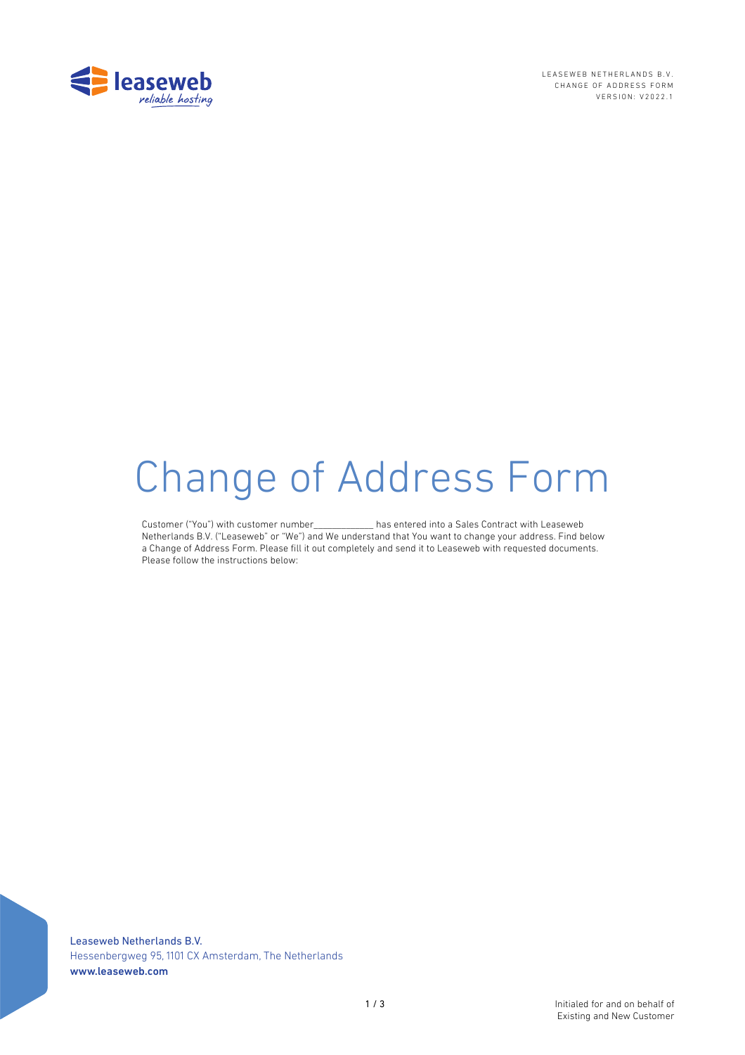# Change of Address Form

Customer ("You") with customer number____________ has entered into a Sales Contract with Leaseweb Netherlands B.V. ("Leaseweb" or "We") and We understand that You want to change your address. Find below a Change of Address Form. Please fill it out completely and send it to Leaseweb with requested documents. Please follow the instructions below:

Leaseweb Netherlands B.V.
Hessenbergweg 95, 1101 CX Amsterdam, The Netherlands
www.leaseweb.com

Initialed for and on behalf of
Existing and New Customer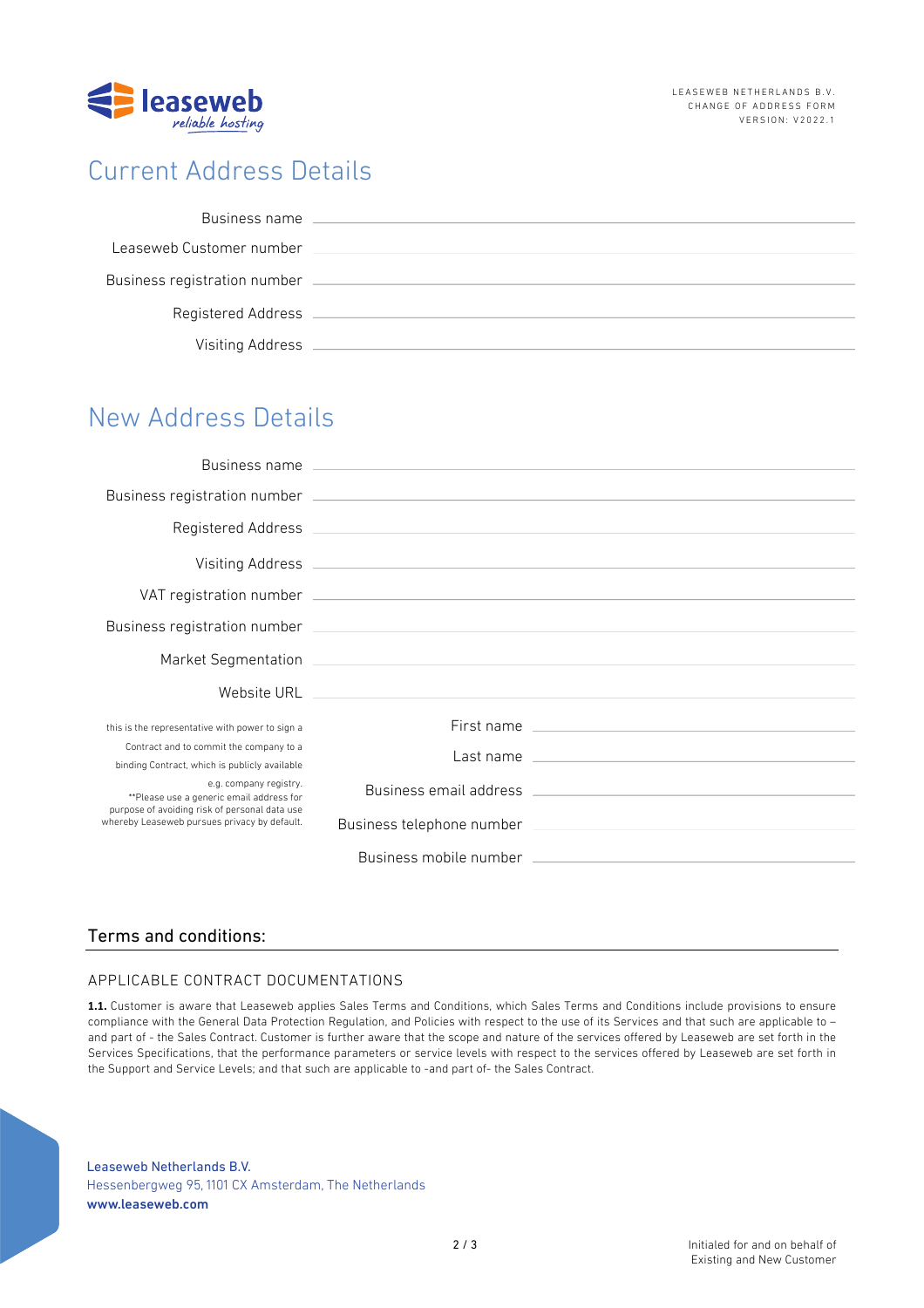# Current Address Details

Business name \_\_\_\_\_\_\_\_\_\_\_\_\_\_\_\_\_\_\_\_\_\_\_\_\_\_\_\_\_\_\_\_

Leaseweb Customer number \_\_\_\_\_\_\_\_\_\_\_\_\_\_\_\_\_\_\_\_\_\_\_\_\_\_\_\_\_\_\_\_

Business registration number \_\_\_\_\_\_\_\_\_\_\_\_\_\_\_\_\_\_\_\_\_\_\_\_\_\_\_\_\_\_\_\_

Registered Address \_\_\_\_\_\_\_\_\_\_\_\_\_\_\_\_\_\_\_\_\_\_\_\_\_\_\_\_\_\_\_\_

Visiting Address \_\_\_\_\_\_\_\_\_\_\_\_\_\_\_\_\_\_\_\_\_\_\_\_\_\_\_\_\_\_\_\_

# New Address Details

Business name \_\_\_\_\_\_\_\_\_\_\_\_\_\_\_\_\_\_\_\_\_\_\_\_\_\_\_\_\_\_\_\_

Business registration number \_\_\_\_\_\_\_\_\_\_\_\_\_\_\_\_\_\_\_\_\_\_\_\_\_\_\_\_\_\_\_\_

Registered Address \_\_\_\_\_\_\_\_\_\_\_\_\_\_\_\_\_\_\_\_\_\_\_\_\_\_\_\_\_\_\_\_

Visiting Address \_\_\_\_\_\_\_\_\_\_\_\_\_\_\_\_\_\_\_\_\_\_\_\_\_\_\_\_\_\_\_\_

VAT registration number \_\_\_\_\_\_\_\_\_\_\_\_\_\_\_\_\_\_\_\_\_\_\_\_\_\_\_\_\_\_\_\_

Business registration number \_\_\_\_\_\_\_\_\_\_\_\_\_\_\_\_\_\_\_\_\_\_\_\_\_\_\_\_\_\_\_\_

Market Segmentation \_\_\_\_\_\_\_\_\_\_\_\_\_\_\_\_\_\_\_\_\_\_\_\_\_\_\_\_\_\_\_\_

Website URL \_\_\_\_\_\_\_\_\_\_\_\_\_\_\_\_\_\_\_\_\_\_\_\_\_\_\_\_\_\_\_\_

this is the representative with power to sign a Contract and to commit the company to a binding Contract, which is publicly available e.g. company registry.
**Please use a generic email address for purpose of avoiding risk of personal data use whereby Leaseweb pursues privacy by default.

First name \_\_\_\_\_\_\_\_\_\_\_\_\_\_\_\_\_\_\_\_\_\_\_\_\_\_\_\_\_\_\_\_

Last name \_\_\_\_\_\_\_\_\_\_\_\_\_\_\_\_\_\_\_\_\_\_\_\_\_\_\_\_\_\_\_\_

Business email address \_\_\_\_\_\_\_\_\_\_\_\_\_\_\_\_\_\_\_\_\_\_\_\_\_\_\_\_\_\_\_\_

Business telephone number \_\_\_\_\_\_\_\_\_\_\_\_\_\_\_\_\_\_\_\_\_\_\_\_\_\_\_\_\_\_\_\_

Business mobile number \_\_\_\_\_\_\_\_\_\_\_\_\_\_\_\_\_\_\_\_\_\_\_\_\_\_\_\_\_\_\_\_

## Terms and conditions:

### APPLICABLE CONTRACT DOCUMENTATIONS

**1.1.** Customer is aware that Leaseweb applies Sales Terms and Conditions, which Sales Terms and Conditions include provisions to ensure compliance with the General Data Protection Regulation, and Policies with respect to the use of its Services and that such are applicable to – and part of - the Sales Contract. Customer is further aware that the scope and nature of the services offered by Leaseweb are set forth in the Services Specifications, that the performance parameters or service levels with respect to the services offered by Leaseweb are set forth in the Support and Service Levels; and that such are applicable to -and part of- the Sales Contract.

Leaseweb Netherlands B.V.
Hessenbergweg 95, 1101 CX Amsterdam, The Netherlands
**www.leaseweb.com**

Initialed for and on behalf of Existing and New Customer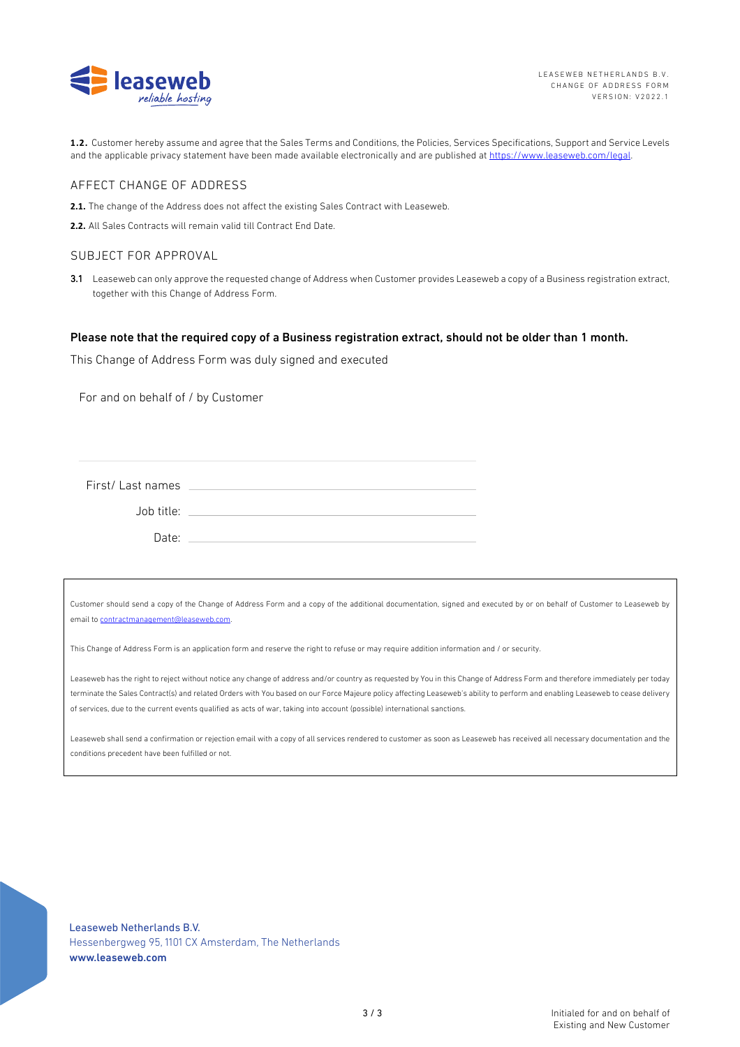**1.2.** Customer hereby assume and agree that the Sales Terms and Conditions, the Policies, Services Specifications, Support and Service Levels and the applicable privacy statement have been made available electronically and are published at https://www.leaseweb.com/legal.

## AFFECT CHANGE OF ADDRESS

**2.1.** The change of the Address does not affect the existing Sales Contract with Leaseweb.

**2.2.** All Sales Contracts will remain valid till Contract End Date.

## SUBJECT FOR APPROVAL

**3.1** Leaseweb can only approve the requested change of Address when Customer provides Leaseweb a copy of a Business registration extract, together with this Change of Address Form.

**Please note that the required copy of a Business registration extract, should not be older than 1 month.**

This Change of Address Form was duly signed and executed

For and on behalf of / by Customer

First/ Last names \_\_\_\_\_\_\_\_\_\_\_\_\_\_\_\_\_\_\_\_\_\_\_\_\_\_\_\_

Job title: \_\_\_\_\_\_\_\_\_\_\_\_\_\_\_\_\_\_\_\_\_\_\_\_\_\_\_\_

Date: \_\_\_\_\_\_\_\_\_\_\_\_\_\_\_\_\_\_\_\_\_\_\_\_\_\_\_\_

Customer should send a copy of the Change of Address Form and a copy of the additional documentation, signed and executed by or on behalf of Customer to Leaseweb by email to contractmanagement@leaseweb.com.

This Change of Address Form is an application form and reserve the right to refuse or may require addition information and / or security.

Leaseweb has the right to reject without notice any change of address and/or country as requested by You in this Change of Address Form and therefore immediately per today terminate the Sales Contract(s) and related Orders with You based on our Force Majeure policy affecting Leaseweb's ability to perform and enabling Leaseweb to cease delivery of services, due to the current events qualified as acts of war, taking into account (possible) international sanctions.

Leaseweb shall send a confirmation or rejection email with a copy of all services rendered to customer as soon as Leaseweb has received all necessary documentation and the conditions precedent have been fulfilled or not.

Leaseweb Netherlands B.V.
Hessenbergweg 95, 1101 CX Amsterdam, The Netherlands
www.leaseweb.com

Initialed for and on behalf of
Existing and New Customer